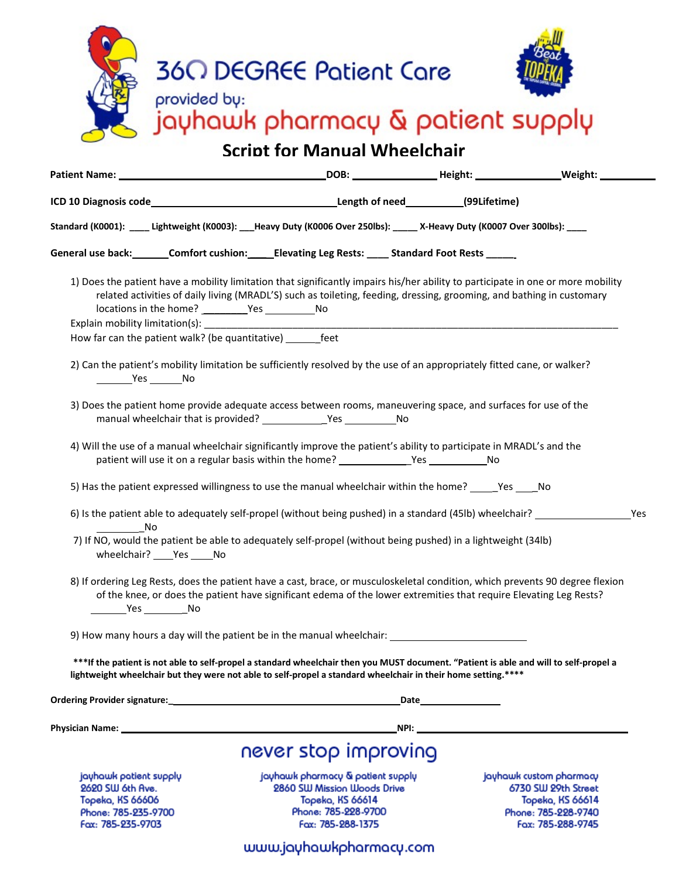# 360 DEGREE Patient Care

provided by:

jayhawk pharmacy & patient supply

## Script for Manual Wheelchair

**Patient Name:** ______________________________ **DOB:** ____________ **Height:** ____________ **Weight:** _________

**ICD 10 Diagnosis code**______________________________ **Length of need**_________ **(99Lifetime)**

**Standard (K0001):** ____ **Lightweight (K0003):** ___ **Heavy Duty (K0006 Over 250lbs):** _____ **X-Heavy Duty (K0007 Over 300lbs):** ____

**General use back:**______ **Comfort cushion:**____ **Elevating Leg Rests:** ____ **Standard Foot Rests** _____

1) Does the patient have a mobility limitation that significantly impairs his/her ability to participate in one or more mobility related activities of daily living (MRADL'S) such as toileting, feeding, dressing, grooming, and bathing in customary locations in the home? ________Yes _________No

   Explain mobility limitation(s): ________________________________________________________________________

   How far can the patient walk? (be quantitative) ______feet

2) Can the patient's mobility limitation be sufficiently resolved by the use of an appropriately fitted cane, or walker? ______Yes ______No

3) Does the patient home provide adequate access between rooms, maneuvering space, and surfaces for use of the manual wheelchair that is provided? ___________Yes _________No

4) Will the use of a manual wheelchair significantly improve the patient's ability to participate in MRADL's and the patient will use it on a regular basis within the home? ____________Yes __________No

5) Has the patient expressed willingness to use the manual wheelchair within the home? _____Yes ____No

6) Is the patient able to adequately self-propel (without being pushed) in a standard (45lb) wheelchair? ________________Yes ________No

7) If NO, would the patient be able to adequately self-propel (without being pushed) in a lightweight (34lb) wheelchair? ____Yes ____No

8) If ordering Leg Rests, does the patient have a cast, brace, or musculoskeletal condition, which prevents 90 degree flexion of the knee, or does the patient have significant edema of the lower extremities that require Elevating Leg Rests? ______Yes _______No

9) How many hours a day will the patient be in the manual wheelchair: ________________________

**\*\*\*If the patient is not able to self-propel a standard wheelchair then you MUST document. "Patient is able and will to self-propel a lightweight wheelchair but they were not able to self-propel a standard wheelchair in their home setting.\*\*\*\***

**Ordering Provider signature:**_________________________________________ **Date**______________

**Physician Name:** _______________________________________________ **NPI:** ___________________________________

never stop improving

jayhawk patient supply
2620 SW 6th Ave.
Topeka, KS 66606
Phone: 785-235-9700
Fax: 785-235-9703

jayhawk pharmacy & patient supply
2860 SW Mission Woods Drive
Topeka, KS 66614
Phone: 785-228-9700
Fax: 785-288-1375

jayhawk custom pharmacy
6730 SW 29th Street
Topeka, KS 66614
Phone: 785-228-9740
Fax: 785-288-9745

www.jayhawkpharmacy.com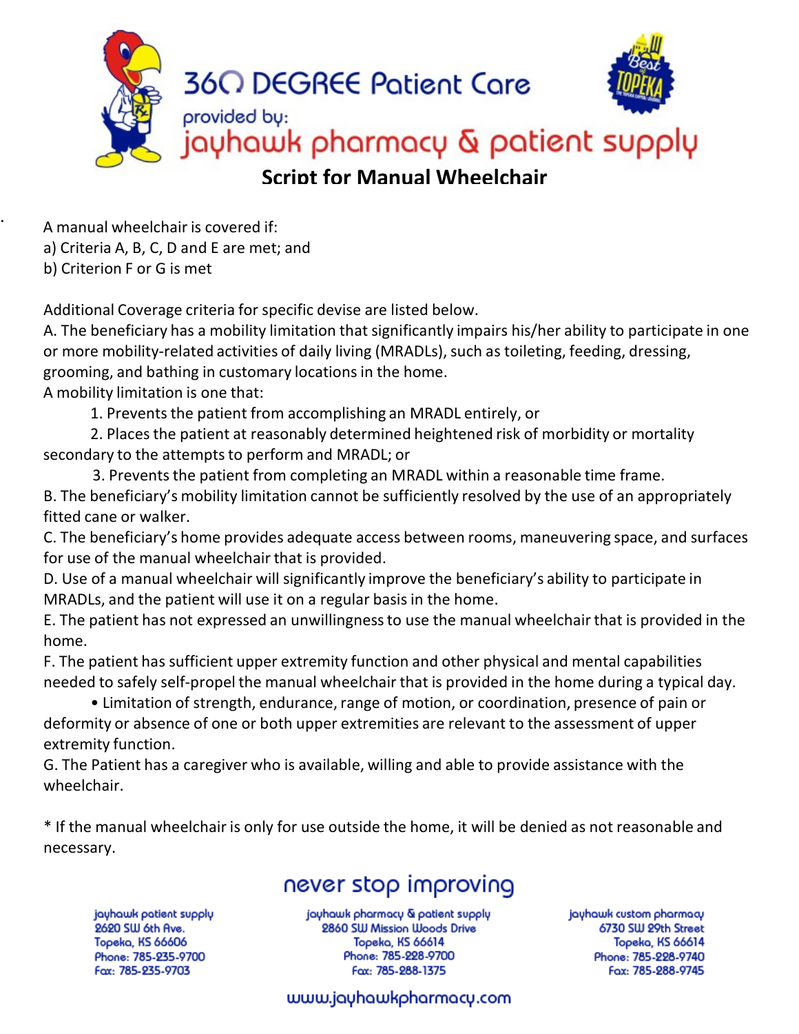360 DEGREE Patient Care

provided by:

jayhawk pharmacy & patient supply

## Script for Manual Wheelchair

A manual wheelchair is covered if:
a) Criteria A, B, C, D and E are met; and
b) Criterion F or G is met

Additional Coverage criteria for specific devise are listed below.

A. The beneficiary has a mobility limitation that significantly impairs his/her ability to participate in one or more mobility-related activities of daily living (MRADLs), such as toileting, feeding, dressing, grooming, and bathing in customary locations in the home.

A mobility limitation is one that:

1. Prevents the patient from accomplishing an MRADL entirely, or
2. Places the patient at reasonably determined heightened risk of morbidity or mortality secondary to the attempts to perform and MRADL; or
3. Prevents the patient from completing an MRADL within a reasonable time frame.

B. The beneficiary's mobility limitation cannot be sufficiently resolved by the use of an appropriately fitted cane or walker.

C. The beneficiary's home provides adequate access between rooms, maneuvering space, and surfaces for use of the manual wheelchair that is provided.

D. Use of a manual wheelchair will significantly improve the beneficiary's ability to participate in MRADLs, and the patient will use it on a regular basis in the home.

E. The patient has not expressed an unwillingness to use the manual wheelchair that is provided in the home.

F. The patient has sufficient upper extremity function and other physical and mental capabilities needed to safely self-propel the manual wheelchair that is provided in the home during a typical day.

- Limitation of strength, endurance, range of motion, or coordination, presence of pain or deformity or absence of one or both upper extremities are relevant to the assessment of upper extremity function.

G. The Patient has a caregiver who is available, willing and able to provide assistance with the wheelchair.

\* If the manual wheelchair is only for use outside the home, it will be denied as not reasonable and necessary.

never stop improving

jayhawk patient supply
2620 SW 6th Ave.
Topeka, KS 66606
Phone: 785-235-9700
Fax: 785-235-9703

jayhawk pharmacy & patient supply
2860 SW Mission Woods Drive
Topeka, KS 66614
Phone: 785-228-9700
Fax: 785-288-1375

jayhawk custom pharmacy
6730 SW 29th Street
Topeka, KS 66614
Phone: 785-228-9740
Fax: 785-288-9745

www.jayhawkpharmacy.com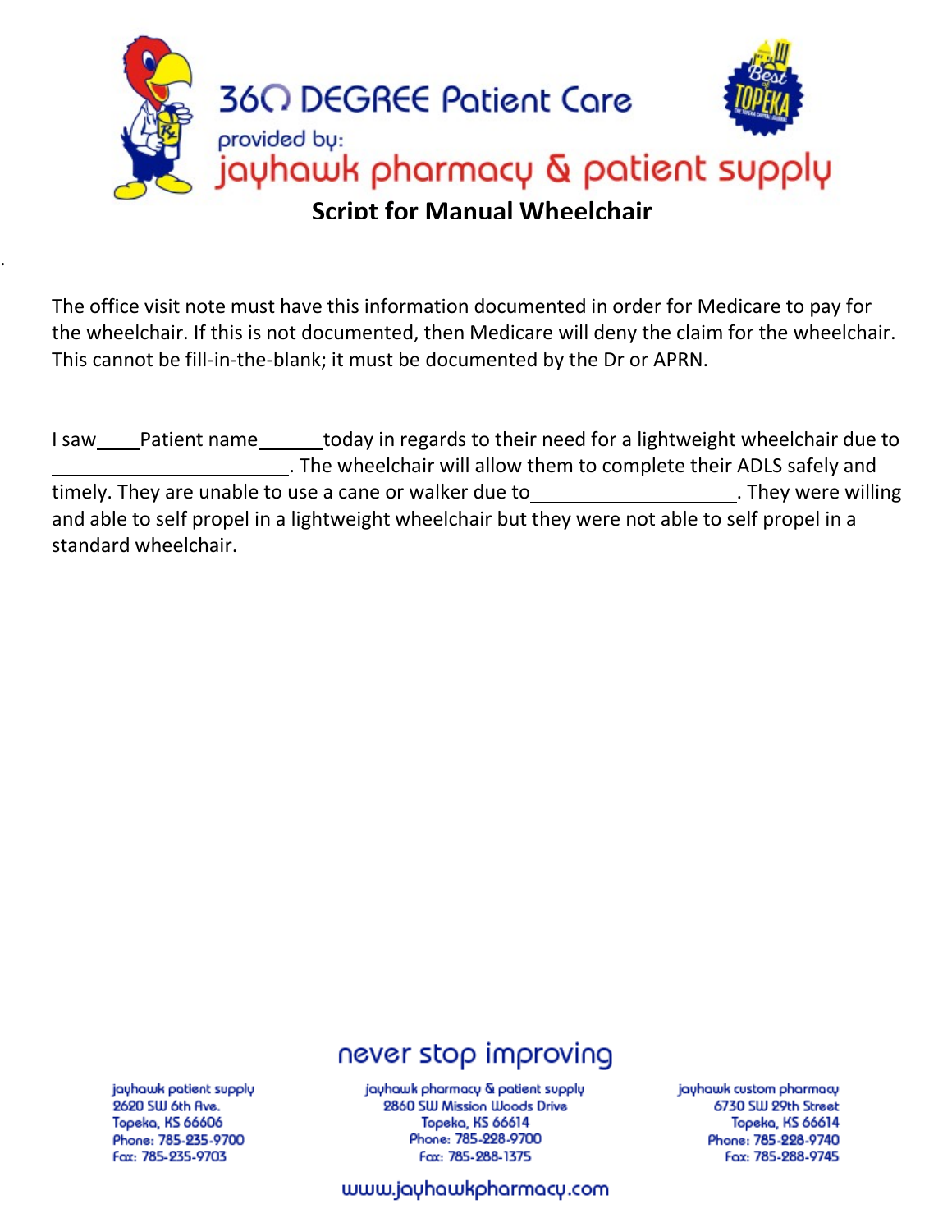360 DEGREE Patient Care

provided by:

jayhawk pharmacy & patient supply

# Script for Manual Wheelchair

The office visit note must have this information documented in order for Medicare to pay for the wheelchair. If this is not documented, then Medicare will deny the claim for the wheelchair. This cannot be fill-in-the-blank; it must be documented by the Dr or APRN.

I saw____Patient name______today in regards to their need for a lightweight wheelchair due to ________________________. The wheelchair will allow them to complete their ADLS safely and timely. They are unable to use a cane or walker due to____________________. They were willing and able to self propel in a lightweight wheelchair but they were not able to self propel in a standard wheelchair.

never stop improving

jayhawk patient supply
2620 SW 6th Ave.
Topeka, KS 66606
Phone: 785-235-9700
Fax: 785-235-9703

jayhawk pharmacy & patient supply
2860 SW Mission Woods Drive
Topeka, KS 66614
Phone: 785-228-9700
Fax: 785-288-1375

jayhawk custom pharmacy
6730 SW 29th Street
Topeka, KS 66614
Phone: 785-228-9740
Fax: 785-288-9745

www.jayhawkpharmacy.com